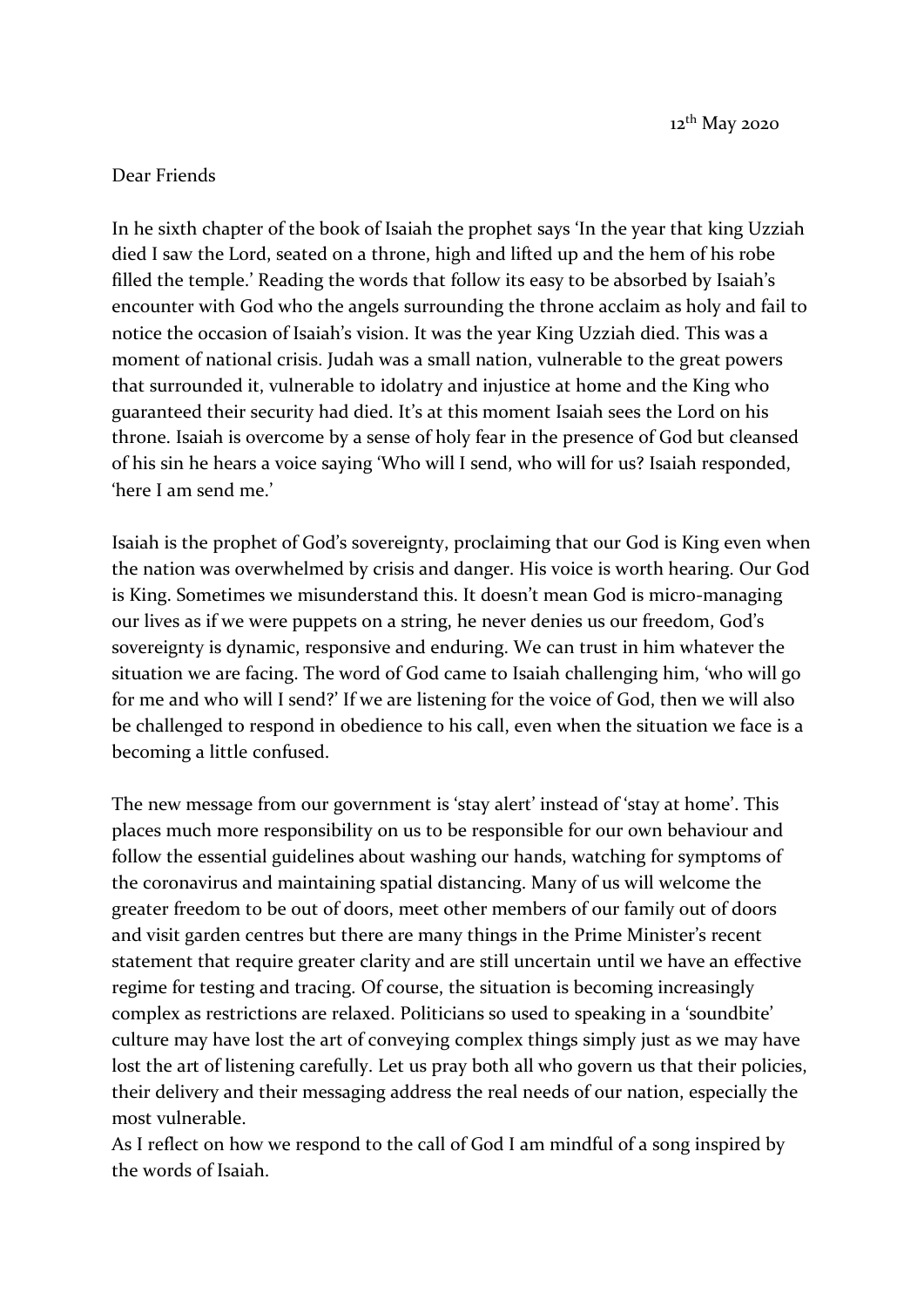12th May 2020

Dear Friends

In he sixth chapter of the book of Isaiah the prophet says 'In the year that king Uzziah died I saw the Lord, seated on a throne, high and lifted up and the hem of his robe filled the temple.' Reading the words that follow its easy to be absorbed by Isaiah's encounter with God who the angels surrounding the throne acclaim as holy and fail to notice the occasion of Isaiah's vision. It was the year King Uzziah died. This was a moment of national crisis. Judah was a small nation, vulnerable to the great powers that surrounded it, vulnerable to idolatry and injustice at home and the King who guaranteed their security had died. It's at this moment Isaiah sees the Lord on his throne. Isaiah is overcome by a sense of holy fear in the presence of God but cleansed of his sin he hears a voice saying 'Who will I send, who will for us? Isaiah responded, 'here I am send me.'

Isaiah is the prophet of God's sovereignty, proclaiming that our God is King even when the nation was overwhelmed by crisis and danger. His voice is worth hearing. Our God is King. Sometimes we misunderstand this. It doesn't mean God is micro-managing our lives as if we were puppets on a string, he never denies us our freedom, God's sovereignty is dynamic, responsive and enduring. We can trust in him whatever the situation we are facing. The word of God came to Isaiah challenging him, 'who will go for me and who will I send?' If we are listening for the voice of God, then we will also be challenged to respond in obedience to his call, even when the situation we face is a becoming a little confused.

The new message from our government is 'stay alert' instead of 'stay at home'. This places much more responsibility on us to be responsible for our own behaviour and follow the essential guidelines about washing our hands, watching for symptoms of the coronavirus and maintaining spatial distancing. Many of us will welcome the greater freedom to be out of doors, meet other members of our family out of doors and visit garden centres but there are many things in the Prime Minister's recent statement that require greater clarity and are still uncertain until we have an effective regime for testing and tracing. Of course, the situation is becoming increasingly complex as restrictions are relaxed. Politicians so used to speaking in a 'soundbite' culture may have lost the art of conveying complex things simply just as we may have lost the art of listening carefully. Let us pray both all who govern us that their policies, their delivery and their messaging address the real needs of our nation, especially the most vulnerable.

As I reflect on how we respond to the call of God I am mindful of a song inspired by the words of Isaiah.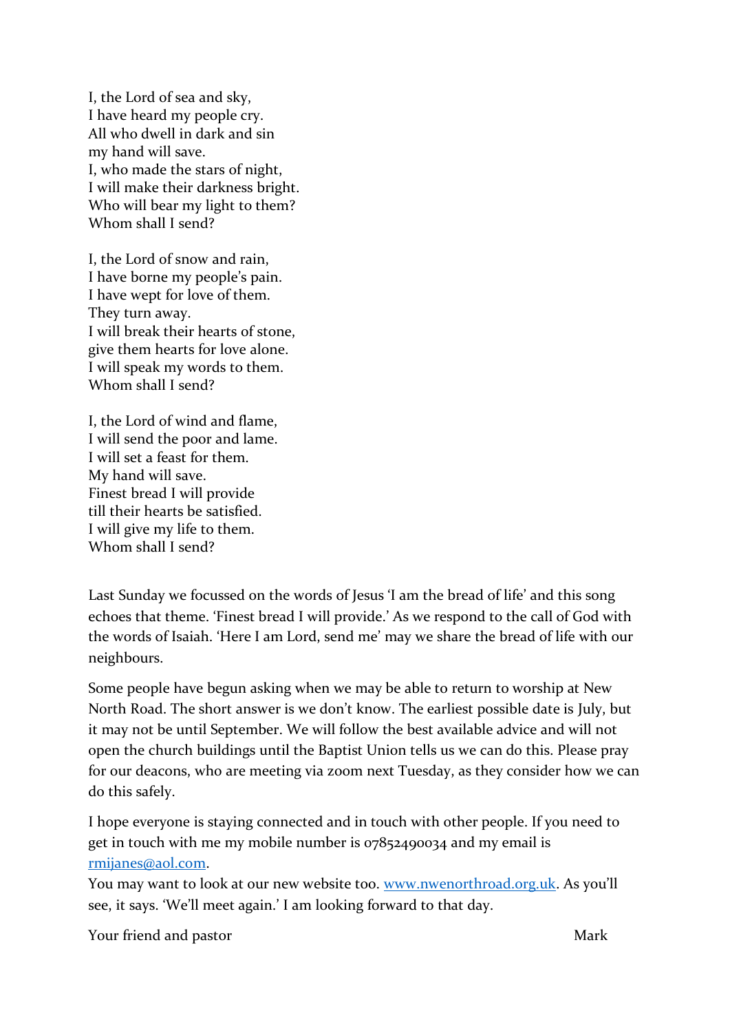I, the Lord of sea and sky,
I have heard my people cry.
All who dwell in dark and sin
my hand will save.
I, who made the stars of night,
I will make their darkness bright.
Who will bear my light to them?
Whom shall I send?

I, the Lord of snow and rain,
I have borne my people's pain.
I have wept for love of them.
They turn away.
I will break their hearts of stone,
give them hearts for love alone.
I will speak my words to them.
Whom shall I send?

I, the Lord of wind and flame,
I will send the poor and lame.
I will set a feast for them.
My hand will save.
Finest bread I will provide
till their hearts be satisfied.
I will give my life to them.
Whom shall I send?

Last Sunday we focussed on the words of Jesus 'I am the bread of life' and this song echoes that theme. 'Finest bread I will provide.' As we respond to the call of God with the words of Isaiah. 'Here I am Lord, send me' may we share the bread of life with our neighbours.

Some people have begun asking when we may be able to return to worship at New North Road. The short answer is we don't know. The earliest possible date is July, but it may not be until September. We will follow the best available advice and will not open the church buildings until the Baptist Union tells us we can do this. Please pray for our deacons, who are meeting via zoom next Tuesday, as they consider how we can do this safely.

I hope everyone is staying connected and in touch with other people. If you need to get in touch with me my mobile number is 07852490034 and my email is [rmijanes@aol.com](mailto:rmijanes@aol.com).
You may want to look at our new website too. [www.nwenorthroad.org.uk](http://www.nwenorthroad.org.uk). As you'll see, it says. 'We'll meet again.' I am looking forward to that day.

Your friend and pastor Mark